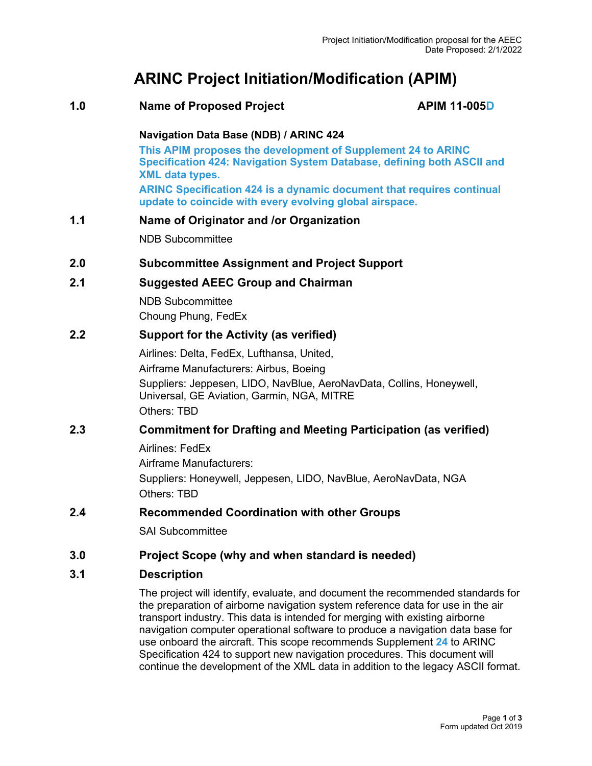Project Initiation/Modification proposal for the AEEC
Date Proposed: 2/1/2022

# ARINC Project Initiation/Modification (APIM)

## 1.0 Name of Proposed Project — APIM 11-005D

**Navigation Data Base (NDB) / ARINC 424**

**This APIM proposes the development of Supplement 24 to ARINC Specification 424: Navigation System Database, defining both ASCII and XML data types.**

**ARINC Specification 424 is a dynamic document that requires continual update to coincide with every evolving global airspace.**

## 1.1 Name of Originator and /or Organization

NDB Subcommittee

## 2.0 Subcommittee Assignment and Project Support

## 2.1 Suggested AEEC Group and Chairman

NDB Subcommittee
Choung Phung, FedEx

## 2.2 Support for the Activity (as verified)

Airlines: Delta, FedEx, Lufthansa, United,

Airframe Manufacturers: Airbus, Boeing

Suppliers: Jeppesen, LIDO, NavBlue, AeroNavData, Collins, Honeywell, Universal, GE Aviation, Garmin, NGA, MITRE

Others: TBD

## 2.3 Commitment for Drafting and Meeting Participation (as verified)

Airlines: FedEx

Airframe Manufacturers:

Suppliers: Honeywell, Jeppesen, LIDO, NavBlue, AeroNavData, NGA

Others: TBD

## 2.4 Recommended Coordination with other Groups

SAI Subcommittee

## 3.0 Project Scope (why and when standard is needed)

## 3.1 Description

The project will identify, evaluate, and document the recommended standards for the preparation of airborne navigation system reference data for use in the air transport industry. This data is intended for merging with existing airborne navigation computer operational software to produce a navigation data base for use onboard the aircraft. This scope recommends Supplement **24** to ARINC Specification 424 to support new navigation procedures. This document will continue the development of the XML data in addition to the legacy ASCII format.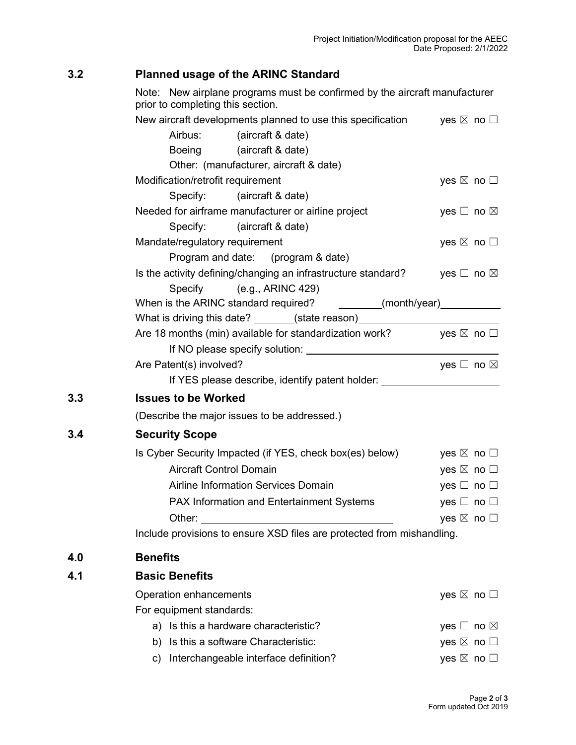## 3.2 Planned usage of the ARINC Standard

Note: New airplane programs must be confirmed by the aircraft manufacturer prior to completing this section.

New aircraft developments planned to use this specification yes ☒ no ☐

Airbus: (aircraft & date)

Boeing (aircraft & date)

Other: (manufacturer, aircraft & date)

Modification/retrofit requirement yes ☒ no ☐

Specify: (aircraft & date)

Needed for airframe manufacturer or airline project yes ☐ no ☒

Specify: (aircraft & date)

Mandate/regulatory requirement yes ☒ no ☐

Program and date: (program & date)

Is the activity defining/changing an infrastructure standard? yes ☐ no ☒

Specify (e.g., ARINC 429)

When is the ARINC standard required? ________(month/year)___________

What is driving this date? _______(state reason)_________________________

Are 18 months (min) available for standardization work? yes ☒ no ☐

If NO please specify solution: ________________________________

Are Patent(s) involved? yes ☐ no ☒

If YES please describe, identify patent holder: ____________________

## 3.3 Issues to be Worked

(Describe the major issues to be addressed.)

## 3.4 Security Scope

Is Cyber Security Impacted (if YES, check box(es) below) yes ☒ no ☐

Aircraft Control Domain yes ☒ no ☐

Airline Information Services Domain yes ☐ no ☐

PAX Information and Entertainment Systems yes ☐ no ☐

Other: ________________________________ yes ☒ no ☐

Include provisions to ensure XSD files are protected from mishandling.

## 4.0 Benefits

## 4.1 Basic Benefits

Operation enhancements yes ☒ no ☐

For equipment standards:

a) Is this a hardware characteristic? yes ☐ no ☒

b) Is this a software Characteristic: yes ☒ no ☐

c) Interchangeable interface definition? yes ☒ no ☐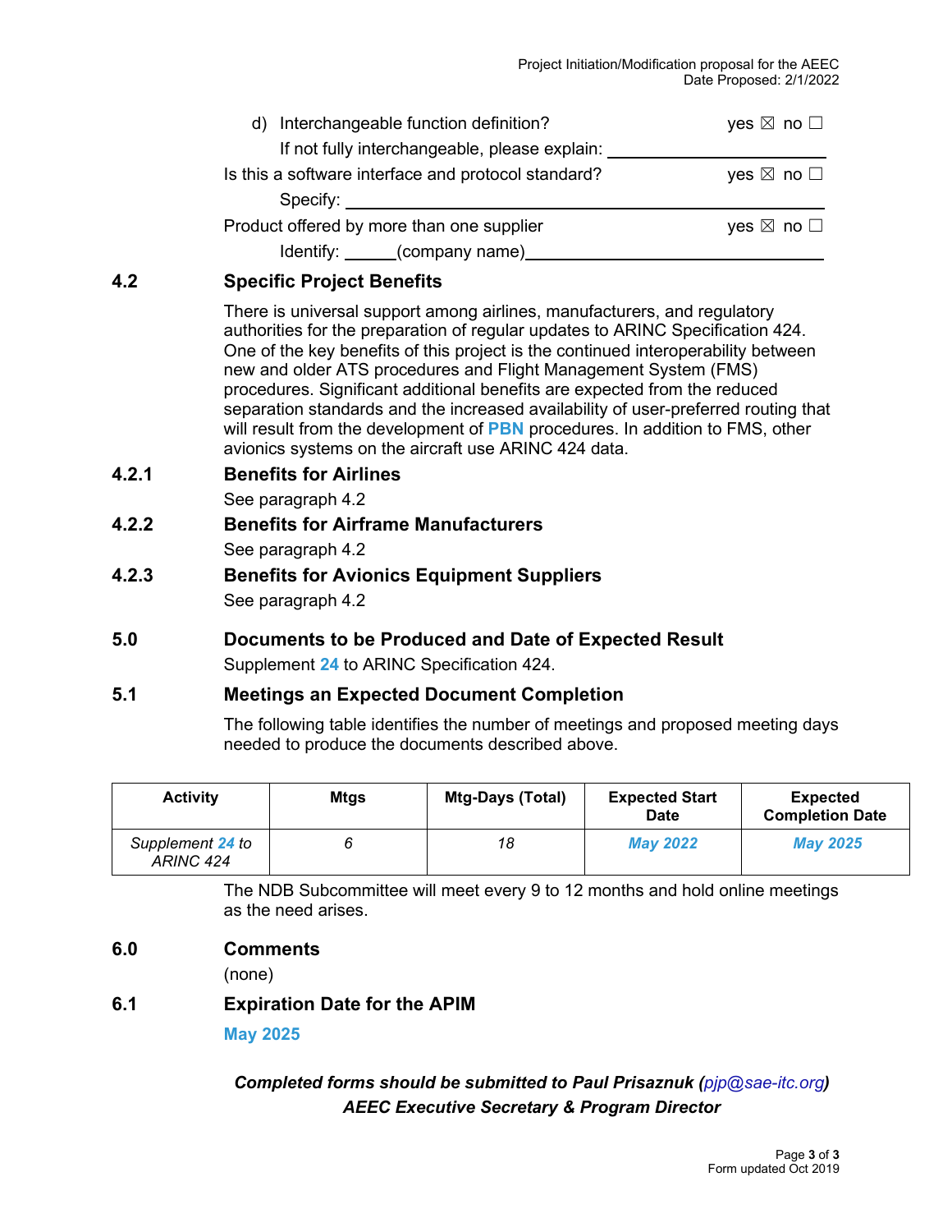d) Interchangeable function definition? yes ☒ no ☐

If not fully interchangeable, please explain: ____________________

Is this a software interface and protocol standard? yes ☒ no ☐

Specify: ____________________

Product offered by more than one supplier yes ☒ no ☐

Identify: ______(company name)____________________

## 4.2 Specific Project Benefits

There is universal support among airlines, manufacturers, and regulatory authorities for the preparation of regular updates to ARINC Specification 424. One of the key benefits of this project is the continued interoperability between new and older ATS procedures and Flight Management System (FMS) procedures. Significant additional benefits are expected from the reduced separation standards and the increased availability of user-preferred routing that will result from the development of **PBN** procedures. In addition to FMS, other avionics systems on the aircraft use ARINC 424 data.

### 4.2.1 Benefits for Airlines

See paragraph 4.2

### 4.2.2 Benefits for Airframe Manufacturers

See paragraph 4.2

### 4.2.3 Benefits for Avionics Equipment Suppliers

See paragraph 4.2

## 5.0 Documents to be Produced and Date of Expected Result

Supplement **24** to ARINC Specification 424.

## 5.1 Meetings an Expected Document Completion

The following table identifies the number of meetings and proposed meeting days needed to produce the documents described above.

| Activity | Mtgs | Mtg-Days (Total) | Expected Start Date | Expected Completion Date |
|---|---|---|---|---|
| *Supplement **24** to ARINC 424* | *6* | *18* | ***May 2022*** | ***May 2025*** |

The NDB Subcommittee will meet every 9 to 12 months and hold online meetings as the need arises.

## 6.0 Comments

(none)

## 6.1 Expiration Date for the APIM

**May 2025**

***Completed forms should be submitted to Paul Prisaznuk (pjp@sae-itc.org)***
***AEEC Executive Secretary & Program Director***